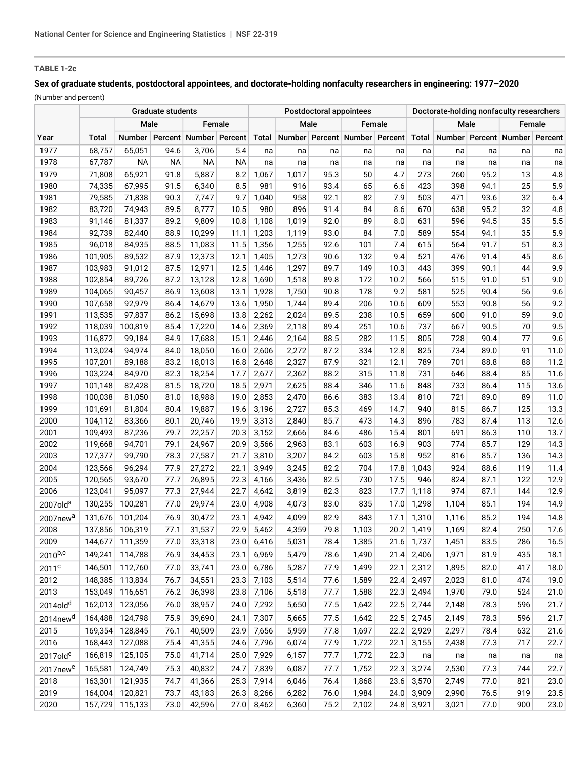**TABLE 1-2c**

**Sex of graduate students, postdoctoral appointees, and doctorate-holding nonfaculty researchers in engineering: 1977–2020**

(Number and percent)

| | Graduate students | | | | | Postdoctoral appointees | | | | | Doctorate-holding nonfaculty researchers | | | | |
|---|---|---|---|---|---|---|---|---|---|---|---|---|---|---|---|
| | | Male | | Female | | | Male | | Female | | | Male | | Female | |
| Year | Total | Number | Percent | Number | Percent | Total | Number | Percent | Number | Percent | Total | Number | Percent | Number | Percent |
| 1977 | 68,757 | 65,051 | 94.6 | 3,706 | 5.4 | na | na | na | na | na | na | na | na | na | na |
| 1978 | 67,787 | NA | NA | NA | NA | na | na | na | na | na | na | na | na | na | na |
| 1979 | 71,808 | 65,921 | 91.8 | 5,887 | 8.2 | 1,067 | 1,017 | 95.3 | 50 | 4.7 | 273 | 260 | 95.2 | 13 | 4.8 |
| 1980 | 74,335 | 67,995 | 91.5 | 6,340 | 8.5 | 981 | 916 | 93.4 | 65 | 6.6 | 423 | 398 | 94.1 | 25 | 5.9 |
| 1981 | 79,585 | 71,838 | 90.3 | 7,747 | 9.7 | 1,040 | 958 | 92.1 | 82 | 7.9 | 503 | 471 | 93.6 | 32 | 6.4 |
| 1982 | 83,720 | 74,943 | 89.5 | 8,777 | 10.5 | 980 | 896 | 91.4 | 84 | 8.6 | 670 | 638 | 95.2 | 32 | 4.8 |
| 1983 | 91,146 | 81,337 | 89.2 | 9,809 | 10.8 | 1,108 | 1,019 | 92.0 | 89 | 8.0 | 631 | 596 | 94.5 | 35 | 5.5 |
| 1984 | 92,739 | 82,440 | 88.9 | 10,299 | 11.1 | 1,203 | 1,119 | 93.0 | 84 | 7.0 | 589 | 554 | 94.1 | 35 | 5.9 |
| 1985 | 96,018 | 84,935 | 88.5 | 11,083 | 11.5 | 1,356 | 1,255 | 92.6 | 101 | 7.4 | 615 | 564 | 91.7 | 51 | 8.3 |
| 1986 | 101,905 | 89,532 | 87.9 | 12,373 | 12.1 | 1,405 | 1,273 | 90.6 | 132 | 9.4 | 521 | 476 | 91.4 | 45 | 8.6 |
| 1987 | 103,983 | 91,012 | 87.5 | 12,971 | 12.5 | 1,446 | 1,297 | 89.7 | 149 | 10.3 | 443 | 399 | 90.1 | 44 | 9.9 |
| 1988 | 102,854 | 89,726 | 87.2 | 13,128 | 12.8 | 1,690 | 1,518 | 89.8 | 172 | 10.2 | 566 | 515 | 91.0 | 51 | 9.0 |
| 1989 | 104,065 | 90,457 | 86.9 | 13,608 | 13.1 | 1,928 | 1,750 | 90.8 | 178 | 9.2 | 581 | 525 | 90.4 | 56 | 9.6 |
| 1990 | 107,658 | 92,979 | 86.4 | 14,679 | 13.6 | 1,950 | 1,744 | 89.4 | 206 | 10.6 | 609 | 553 | 90.8 | 56 | 9.2 |
| 1991 | 113,535 | 97,837 | 86.2 | 15,698 | 13.8 | 2,262 | 2,024 | 89.5 | 238 | 10.5 | 659 | 600 | 91.0 | 59 | 9.0 |
| 1992 | 118,039 | 100,819 | 85.4 | 17,220 | 14.6 | 2,369 | 2,118 | 89.4 | 251 | 10.6 | 737 | 667 | 90.5 | 70 | 9.5 |
| 1993 | 116,872 | 99,184 | 84.9 | 17,688 | 15.1 | 2,446 | 2,164 | 88.5 | 282 | 11.5 | 805 | 728 | 90.4 | 77 | 9.6 |
| 1994 | 113,024 | 94,974 | 84.0 | 18,050 | 16.0 | 2,606 | 2,272 | 87.2 | 334 | 12.8 | 825 | 734 | 89.0 | 91 | 11.0 |
| 1995 | 107,201 | 89,188 | 83.2 | 18,013 | 16.8 | 2,648 | 2,327 | 87.9 | 321 | 12.1 | 789 | 701 | 88.8 | 88 | 11.2 |
| 1996 | 103,224 | 84,970 | 82.3 | 18,254 | 17.7 | 2,677 | 2,362 | 88.2 | 315 | 11.8 | 731 | 646 | 88.4 | 85 | 11.6 |
| 1997 | 101,148 | 82,428 | 81.5 | 18,720 | 18.5 | 2,971 | 2,625 | 88.4 | 346 | 11.6 | 848 | 733 | 86.4 | 115 | 13.6 |
| 1998 | 100,038 | 81,050 | 81.0 | 18,988 | 19.0 | 2,853 | 2,470 | 86.6 | 383 | 13.4 | 810 | 721 | 89.0 | 89 | 11.0 |
| 1999 | 101,691 | 81,804 | 80.4 | 19,887 | 19.6 | 3,196 | 2,727 | 85.3 | 469 | 14.7 | 940 | 815 | 86.7 | 125 | 13.3 |
| 2000 | 104,112 | 83,366 | 80.1 | 20,746 | 19.9 | 3,313 | 2,840 | 85.7 | 473 | 14.3 | 896 | 783 | 87.4 | 113 | 12.6 |
| 2001 | 109,493 | 87,236 | 79.7 | 22,257 | 20.3 | 3,152 | 2,666 | 84.6 | 486 | 15.4 | 801 | 691 | 86.3 | 110 | 13.7 |
| 2002 | 119,668 | 94,701 | 79.1 | 24,967 | 20.9 | 3,566 | 2,963 | 83.1 | 603 | 16.9 | 903 | 774 | 85.7 | 129 | 14.3 |
| 2003 | 127,377 | 99,790 | 78.3 | 27,587 | 21.7 | 3,810 | 3,207 | 84.2 | 603 | 15.8 | 952 | 816 | 85.7 | 136 | 14.3 |
| 2004 | 123,566 | 96,294 | 77.9 | 27,272 | 22.1 | 3,949 | 3,245 | 82.2 | 704 | 17.8 | 1,043 | 924 | 88.6 | 119 | 11.4 |
| 2005 | 120,565 | 93,670 | 77.7 | 26,895 | 22.3 | 4,166 | 3,436 | 82.5 | 730 | 17.5 | 946 | 824 | 87.1 | 122 | 12.9 |
| 2006 | 123,041 | 95,097 | 77.3 | 27,944 | 22.7 | 4,642 | 3,819 | 82.3 | 823 | 17.7 | 1,118 | 974 | 87.1 | 144 | 12.9 |
| 2007old[a] | 130,255 | 100,281 | 77.0 | 29,974 | 23.0 | 4,908 | 4,073 | 83.0 | 835 | 17.0 | 1,298 | 1,104 | 85.1 | 194 | 14.9 |
| 2007new[a] | 131,676 | 101,204 | 76.9 | 30,472 | 23.1 | 4,942 | 4,099 | 82.9 | 843 | 17.1 | 1,310 | 1,116 | 85.2 | 194 | 14.8 |
| 2008 | 137,856 | 106,319 | 77.1 | 31,537 | 22.9 | 5,462 | 4,359 | 79.8 | 1,103 | 20.2 | 1,419 | 1,169 | 82.4 | 250 | 17.6 |
| 2009 | 144,677 | 111,359 | 77.0 | 33,318 | 23.0 | 6,416 | 5,031 | 78.4 | 1,385 | 21.6 | 1,737 | 1,451 | 83.5 | 286 | 16.5 |
| 2010[b,c] | 149,241 | 114,788 | 76.9 | 34,453 | 23.1 | 6,969 | 5,479 | 78.6 | 1,490 | 21.4 | 2,406 | 1,971 | 81.9 | 435 | 18.1 |
| 2011[c] | 146,501 | 112,760 | 77.0 | 33,741 | 23.0 | 6,786 | 5,287 | 77.9 | 1,499 | 22.1 | 2,312 | 1,895 | 82.0 | 417 | 18.0 |
| 2012 | 148,385 | 113,834 | 76.7 | 34,551 | 23.3 | 7,103 | 5,514 | 77.6 | 1,589 | 22.4 | 2,497 | 2,023 | 81.0 | 474 | 19.0 |
| 2013 | 153,049 | 116,651 | 76.2 | 36,398 | 23.8 | 7,106 | 5,518 | 77.7 | 1,588 | 22.3 | 2,494 | 1,970 | 79.0 | 524 | 21.0 |
| 2014old[d] | 162,013 | 123,056 | 76.0 | 38,957 | 24.0 | 7,292 | 5,650 | 77.5 | 1,642 | 22.5 | 2,744 | 2,148 | 78.3 | 596 | 21.7 |
| 2014new[d] | 164,488 | 124,798 | 75.9 | 39,690 | 24.1 | 7,307 | 5,665 | 77.5 | 1,642 | 22.5 | 2,745 | 2,149 | 78.3 | 596 | 21.7 |
| 2015 | 169,354 | 128,845 | 76.1 | 40,509 | 23.9 | 7,656 | 5,959 | 77.8 | 1,697 | 22.2 | 2,929 | 2,297 | 78.4 | 632 | 21.6 |
| 2016 | 168,443 | 127,088 | 75.4 | 41,355 | 24.6 | 7,796 | 6,074 | 77.9 | 1,722 | 22.1 | 3,155 | 2,438 | 77.3 | 717 | 22.7 |
| 2017old[e] | 166,819 | 125,105 | 75.0 | 41,714 | 25.0 | 7,929 | 6,157 | 77.7 | 1,772 | 22.3 | na | na | na | na | na |
| 2017new[e] | 165,581 | 124,749 | 75.3 | 40,832 | 24.7 | 7,839 | 6,087 | 77.7 | 1,752 | 22.3 | 3,274 | 2,530 | 77.3 | 744 | 22.7 |
| 2018 | 163,301 | 121,935 | 74.7 | 41,366 | 25.3 | 7,914 | 6,046 | 76.4 | 1,868 | 23.6 | 3,570 | 2,749 | 77.0 | 821 | 23.0 |
| 2019 | 164,004 | 120,821 | 73.7 | 43,183 | 26.3 | 8,266 | 6,282 | 76.0 | 1,984 | 24.0 | 3,909 | 2,990 | 76.5 | 919 | 23.5 |
| 2020 | 157,729 | 115,133 | 73.0 | 42,596 | 27.0 | 8,462 | 6,360 | 75.2 | 2,102 | 24.8 | 3,921 | 3,021 | 77.0 | 900 | 23.0 |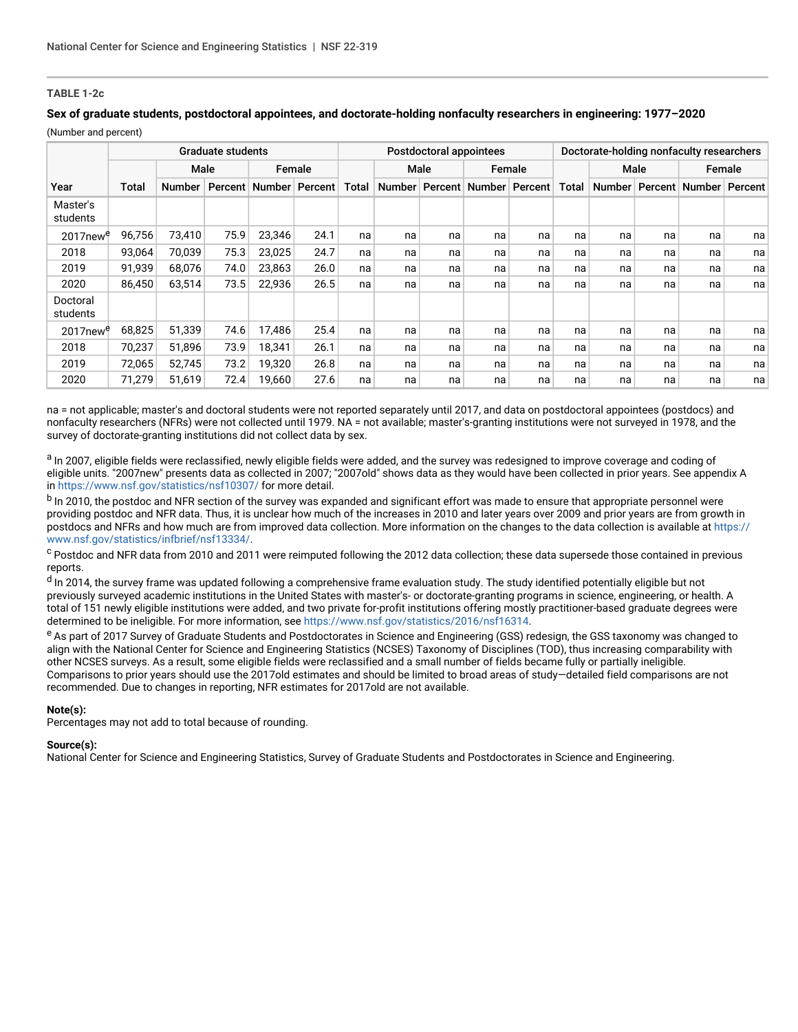TABLE 1-2c

### Sex of graduate students, postdoctoral appointees, and doctorate-holding nonfaculty researchers in engineering: 1977–2020

(Number and percent)

| | Graduate students | | | | | Postdoctoral appointees | | | | | Doctorate-holding nonfaculty researchers | | | | |
|---|---|---|---|---|---|---|---|---|---|---|---|---|---|---|---|
| | | Male | | Female | | | Male | | Female | | | Male | | Female | |
| Year | Total | Number | Percent | Number | Percent | Total | Number | Percent | Number | Percent | Total | Number | Percent | Number | Percent |
| Master's students | | | | | | | | | | | | | | | |
| 2017new[e] | 96,756 | 73,410 | 75.9 | 23,346 | 24.1 | na | na | na | na | na | na | na | na | na | na |
| 2018 | 93,064 | 70,039 | 75.3 | 23,025 | 24.7 | na | na | na | na | na | na | na | na | na | na |
| 2019 | 91,939 | 68,076 | 74.0 | 23,863 | 26.0 | na | na | na | na | na | na | na | na | na | na |
| 2020 | 86,450 | 63,514 | 73.5 | 22,936 | 26.5 | na | na | na | na | na | na | na | na | na | na |
| Doctoral students | | | | | | | | | | | | | | | |
| 2017new[e] | 68,825 | 51,339 | 74.6 | 17,486 | 25.4 | na | na | na | na | na | na | na | na | na | na |
| 2018 | 70,237 | 51,896 | 73.9 | 18,341 | 26.1 | na | na | na | na | na | na | na | na | na | na |
| 2019 | 72,065 | 52,745 | 73.2 | 19,320 | 26.8 | na | na | na | na | na | na | na | na | na | na |
| 2020 | 71,279 | 51,619 | 72.4 | 19,660 | 27.6 | na | na | na | na | na | na | na | na | na | na |

na = not applicable; master's and doctoral students were not reported separately until 2017, and data on postdoctoral appointees (postdocs) and nonfaculty researchers (NFRs) were not collected until 1979. NA = not available; master's-granting institutions were not surveyed in 1978, and the survey of doctorate-granting institutions did not collect data by sex.

[a] In 2007, eligible fields were reclassified, newly eligible fields were added, and the survey was redesigned to improve coverage and coding of eligible units. "2007new" presents data as collected in 2007; "2007old" shows data as they would have been collected in prior years. See appendix A in https://www.nsf.gov/statistics/nsf10307/ for more detail.

[b] In 2010, the postdoc and NFR section of the survey was expanded and significant effort was made to ensure that appropriate personnel were providing postdoc and NFR data. Thus, it is unclear how much of the increases in 2010 and later years over 2009 and prior years are from growth in postdocs and NFRs and how much are from improved data collection. More information on the changes to the data collection is available at https://www.nsf.gov/statistics/infbrief/nsf13334/.

[c] Postdoc and NFR data from 2010 and 2011 were reimputed following the 2012 data collection; these data supersede those contained in previous reports.

[d] In 2014, the survey frame was updated following a comprehensive frame evaluation study. The study identified potentially eligible but not previously surveyed academic institutions in the United States with master's- or doctorate-granting programs in science, engineering, or health. A total of 151 newly eligible institutions were added, and two private for-profit institutions offering mostly practitioner-based graduate degrees were determined to be ineligible. For more information, see https://www.nsf.gov/statistics/2016/nsf16314.

[e] As part of 2017 Survey of Graduate Students and Postdoctorates in Science and Engineering (GSS) redesign, the GSS taxonomy was changed to align with the National Center for Science and Engineering Statistics (NCSES) Taxonomy of Disciplines (TOD), thus increasing comparability with other NCSES surveys. As a result, some eligible fields were reclassified and a small number of fields became fully or partially ineligible. Comparisons to prior years should use the 2017old estimates and should be limited to broad areas of study—detailed field comparisons are not recommended. Due to changes in reporting, NFR estimates for 2017old are not available.

**Note(s):**
Percentages may not add to total because of rounding.

**Source(s):**
National Center for Science and Engineering Statistics, Survey of Graduate Students and Postdoctorates in Science and Engineering.